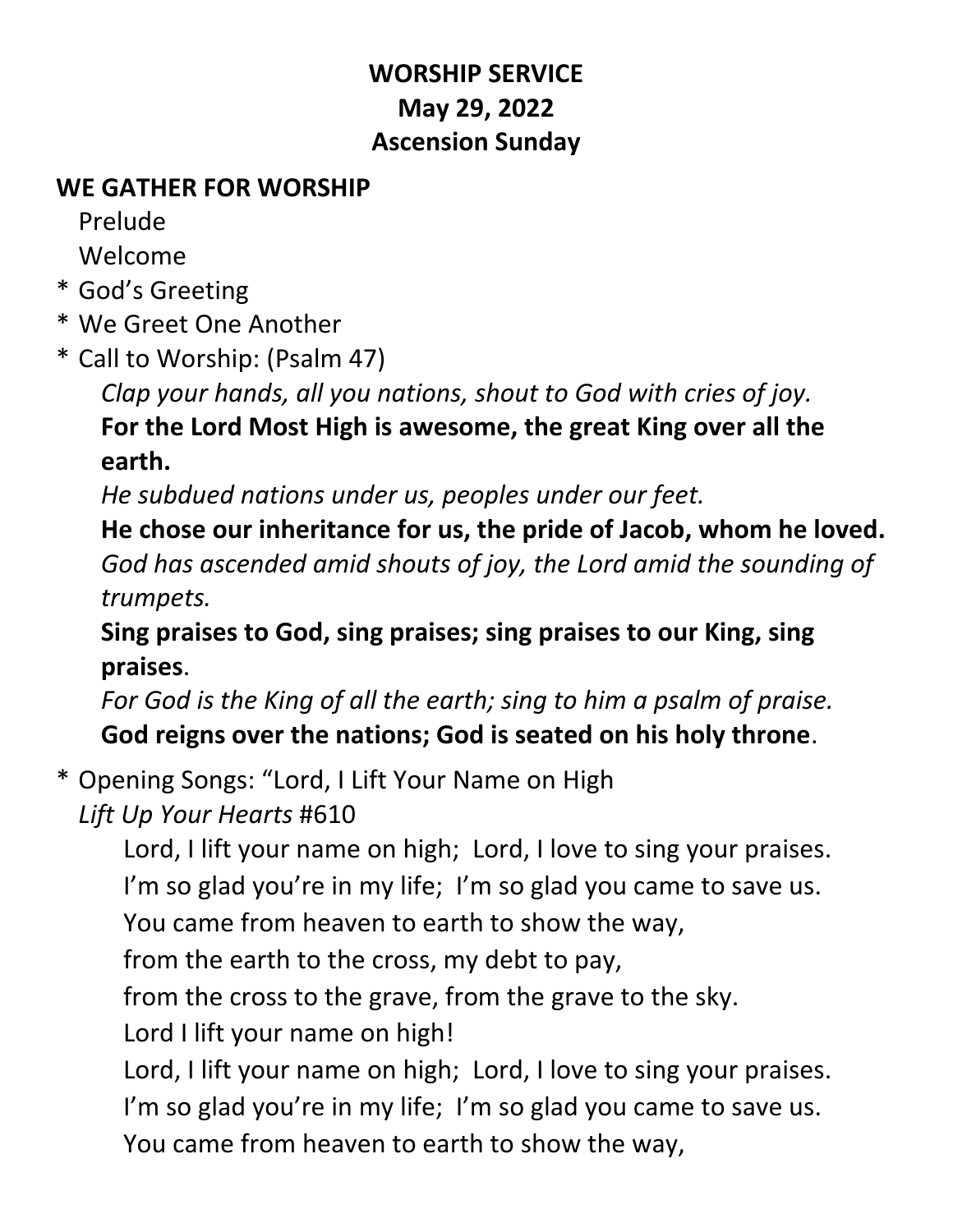**WORSHIP SERVICE**
**May 29, 2022**
**Ascension Sunday**

**WE GATHER FOR WORSHIP**

Prelude

Welcome

\* God's Greeting

\* We Greet One Another

\* Call to Worship: (Psalm 47)

*Clap your hands, all you nations, shout to God with cries of joy.*

**For the Lord Most High is awesome, the great King over all the earth.**

*He subdued nations under us, peoples under our feet.*

**He chose our inheritance for us, the pride of Jacob, whom he loved.**

*God has ascended amid shouts of joy, the Lord amid the sounding of trumpets.*

**Sing praises to God, sing praises; sing praises to our King, sing praises**.

*For God is the King of all the earth; sing to him a psalm of praise.*

**God reigns over the nations; God is seated on his holy throne**.

\* Opening Songs: "Lord, I Lift Your Name on High
*Lift Up Your Hearts* #610

Lord, I lift your name on high; Lord, I love to sing your praises.
I'm so glad you're in my life; I'm so glad you came to save us.
You came from heaven to earth to show the way,
from the earth to the cross, my debt to pay,
from the cross to the grave, from the grave to the sky.
Lord I lift your name on high!
Lord, I lift your name on high; Lord, I love to sing your praises.
I'm so glad you're in my life; I'm so glad you came to save us.
You came from heaven to earth to show the way,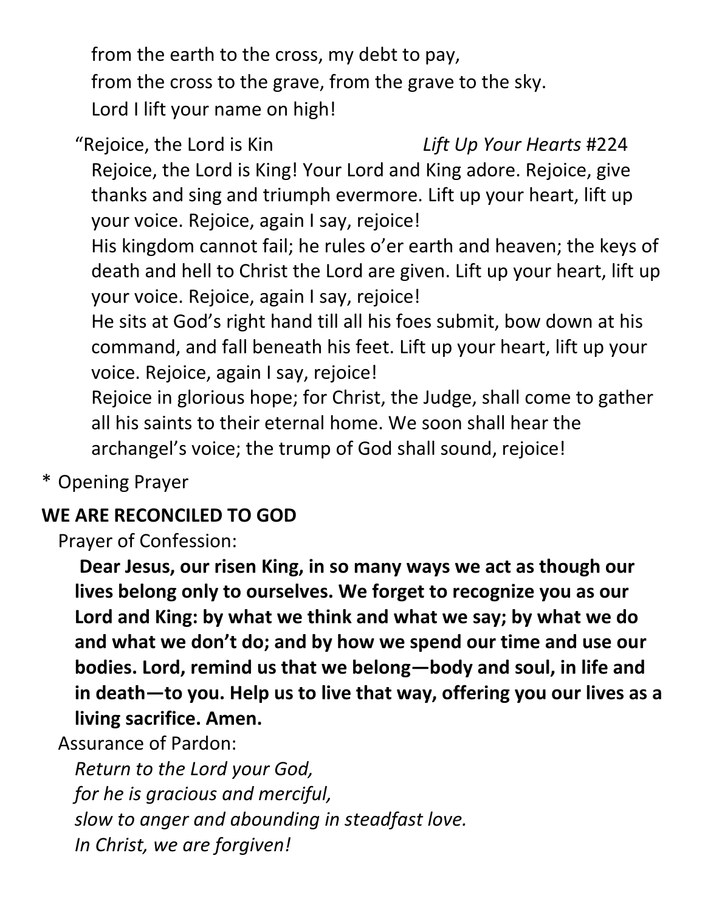from the earth to the cross, my debt to pay,
from the cross to the grave, from the grave to the sky.
Lord I lift your name on high!

"Rejoice, the Lord is Kin *Lift Up Your Hearts* #224

Rejoice, the Lord is King! Your Lord and King adore. Rejoice, give thanks and sing and triumph evermore. Lift up your heart, lift up your voice. Rejoice, again I say, rejoice!

His kingdom cannot fail; he rules o'er earth and heaven; the keys of death and hell to Christ the Lord are given. Lift up your heart, lift up your voice. Rejoice, again I say, rejoice!

He sits at God's right hand till all his foes submit, bow down at his command, and fall beneath his feet. Lift up your heart, lift up your voice. Rejoice, again I say, rejoice!

Rejoice in glorious hope; for Christ, the Judge, shall come to gather all his saints to their eternal home. We soon shall hear the archangel's voice; the trump of God shall sound, rejoice!

\* Opening Prayer

**WE ARE RECONCILED TO GOD**

Prayer of Confession:

**Dear Jesus, our risen King, in so many ways we act as though our lives belong only to ourselves. We forget to recognize you as our Lord and King: by what we think and what we say; by what we do and what we don't do; and by how we spend our time and use our bodies. Lord, remind us that we belong—body and soul, in life and in death—to you. Help us to live that way, offering you our lives as a living sacrifice. Amen.**

Assurance of Pardon:

*Return to the Lord your God,*
*for he is gracious and merciful,*
*slow to anger and abounding in steadfast love.*
*In Christ, we are forgiven!*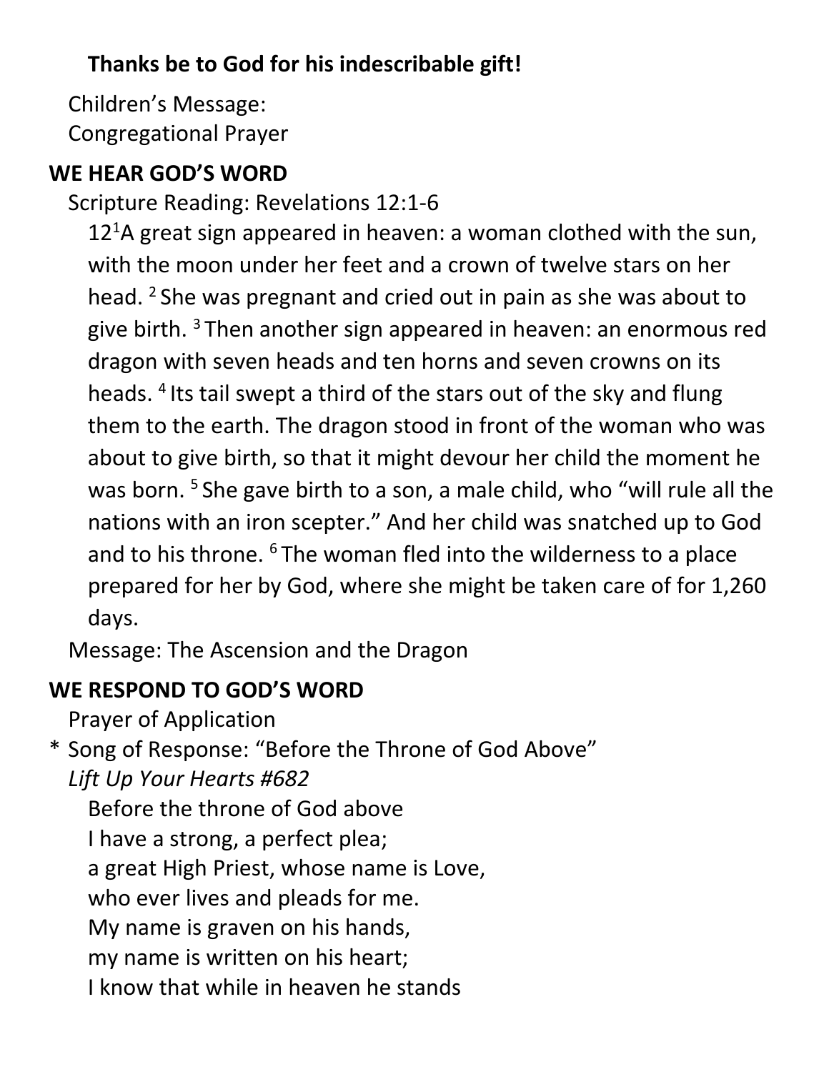**Thanks be to God for his indescribable gift!**

Children's Message:
Congregational Prayer

## WE HEAR GOD'S WORD

Scripture Reading: Revelations 12:1-6

12[1]A great sign appeared in heaven: a woman clothed with the sun, with the moon under her feet and a crown of twelve stars on her head. [2] She was pregnant and cried out in pain as she was about to give birth. [3] Then another sign appeared in heaven: an enormous red dragon with seven heads and ten horns and seven crowns on its heads. [4] Its tail swept a third of the stars out of the sky and flung them to the earth. The dragon stood in front of the woman who was about to give birth, so that it might devour her child the moment he was born. [5] She gave birth to a son, a male child, who "will rule all the nations with an iron scepter." And her child was snatched up to God and to his throne. [6] The woman fled into the wilderness to a place prepared for her by God, where she might be taken care of for 1,260 days.

Message: The Ascension and the Dragon

## WE RESPOND TO GOD'S WORD

Prayer of Application

\* Song of Response: "Before the Throne of God Above"
*Lift Up Your Hearts #682*

Before the throne of God above
I have a strong, a perfect plea;
a great High Priest, whose name is Love,
who ever lives and pleads for me.
My name is graven on his hands,
my name is written on his heart;
I know that while in heaven he stands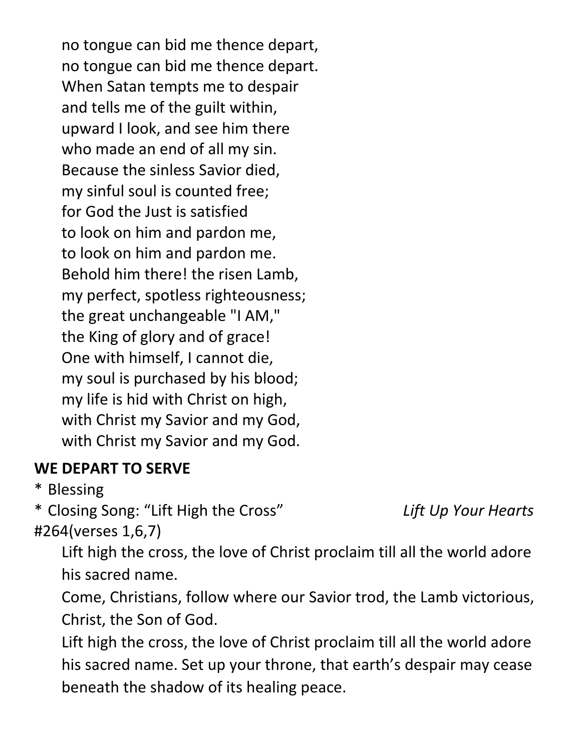no tongue can bid me thence depart,
no tongue can bid me thence depart.
When Satan tempts me to despair
and tells me of the guilt within,
upward I look, and see him there
who made an end of all my sin.
Because the sinless Savior died,
my sinful soul is counted free;
for God the Just is satisfied
to look on him and pardon me,
to look on him and pardon me.
Behold him there! the risen Lamb,
my perfect, spotless righteousness;
the great unchangeable "I AM,"
the King of glory and of grace!
One with himself, I cannot die,
my soul is purchased by his blood;
my life is hid with Christ on high,
with Christ my Savior and my God,
with Christ my Savior and my God.

**WE DEPART TO SERVE**

\* Blessing

\* Closing Song: "Lift High the Cross" *Lift Up Your Hearts* #264(verses 1,6,7)

Lift high the cross, the love of Christ proclaim till all the world adore his sacred name.

Come, Christians, follow where our Savior trod, the Lamb victorious, Christ, the Son of God.

Lift high the cross, the love of Christ proclaim till all the world adore his sacred name. Set up your throne, that earth's despair may cease beneath the shadow of its healing peace.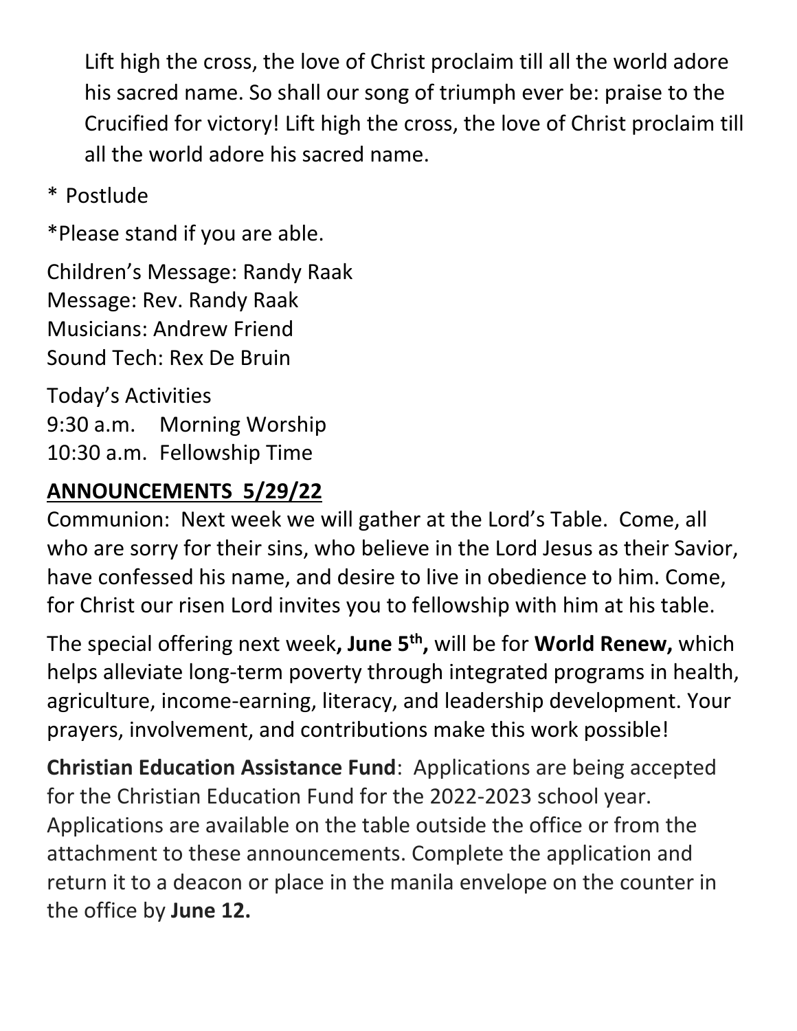Lift high the cross, the love of Christ proclaim till all the world adore his sacred name. So shall our song of triumph ever be: praise to the Crucified for victory! Lift high the cross, the love of Christ proclaim till all the world adore his sacred name.

\* Postlude

\*Please stand if you are able.

Children's Message: Randy Raak
Message: Rev. Randy Raak
Musicians: Andrew Friend
Sound Tech: Rex De Bruin

Today's Activities
9:30 a.m. Morning Worship
10:30 a.m. Fellowship Time

## ANNOUNCEMENTS 5/29/22

Communion: Next week we will gather at the Lord's Table. Come, all who are sorry for their sins, who believe in the Lord Jesus as their Savior, have confessed his name, and desire to live in obedience to him. Come, for Christ our risen Lord invites you to fellowship with him at his table.

The special offering next week**, June 5th,** will be for **World Renew,** which helps alleviate long-term poverty through integrated programs in health, agriculture, income-earning, literacy, and leadership development. Your prayers, involvement, and contributions make this work possible!

**Christian Education Assistance Fund**: Applications are being accepted for the Christian Education Fund for the 2022-2023 school year. Applications are available on the table outside the office or from the attachment to these announcements. Complete the application and return it to a deacon or place in the manila envelope on the counter in the office by **June 12.**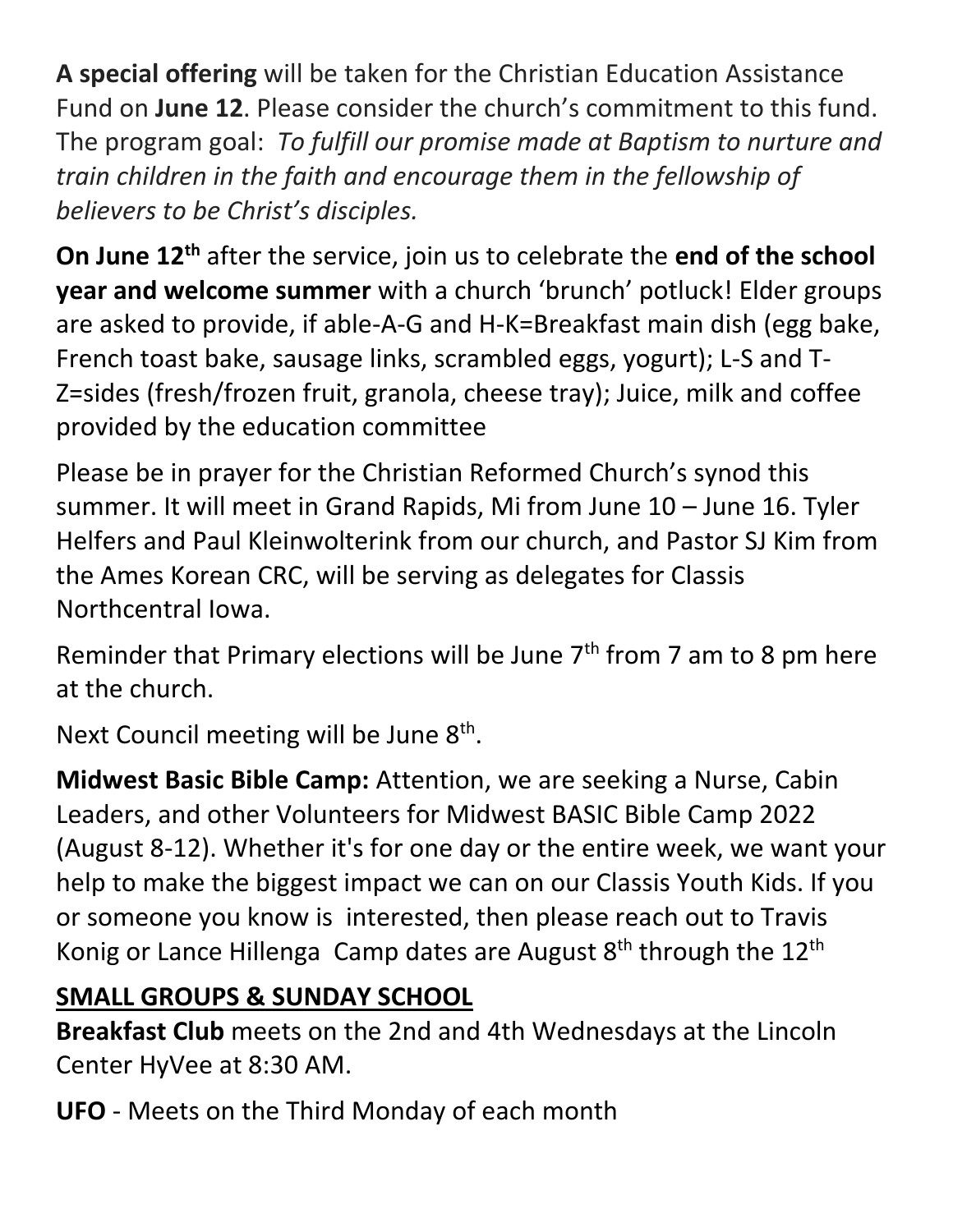**A special offering** will be taken for the Christian Education Assistance Fund on **June 12**. Please consider the church's commitment to this fund. The program goal: *To fulfill our promise made at Baptism to nurture and train children in the faith and encourage them in the fellowship of believers to be Christ's disciples.*

**On June 12th** after the service, join us to celebrate the **end of the school year and welcome summer** with a church 'brunch' potluck! Elder groups are asked to provide, if able-A-G and H-K=Breakfast main dish (egg bake, French toast bake, sausage links, scrambled eggs, yogurt); L-S and T-Z=sides (fresh/frozen fruit, granola, cheese tray); Juice, milk and coffee provided by the education committee

Please be in prayer for the Christian Reformed Church's synod this summer. It will meet in Grand Rapids, Mi from June 10 – June 16. Tyler Helfers and Paul Kleinwolterink from our church, and Pastor SJ Kim from the Ames Korean CRC, will be serving as delegates for Classis Northcentral Iowa.

Reminder that Primary elections will be June 7th from 7 am to 8 pm here at the church.

Next Council meeting will be June 8th.

**Midwest Basic Bible Camp:** Attention, we are seeking a Nurse, Cabin Leaders, and other Volunteers for Midwest BASIC Bible Camp 2022 (August 8-12). Whether it's for one day or the entire week, we want your help to make the biggest impact we can on our Classis Youth Kids. If you or someone you know is interested, then please reach out to Travis Konig or Lance Hillenga Camp dates are August 8th through the 12th

## SMALL GROUPS & SUNDAY SCHOOL

**Breakfast Club** meets on the 2nd and 4th Wednesdays at the Lincoln Center HyVee at 8:30 AM.

**UFO** - Meets on the Third Monday of each month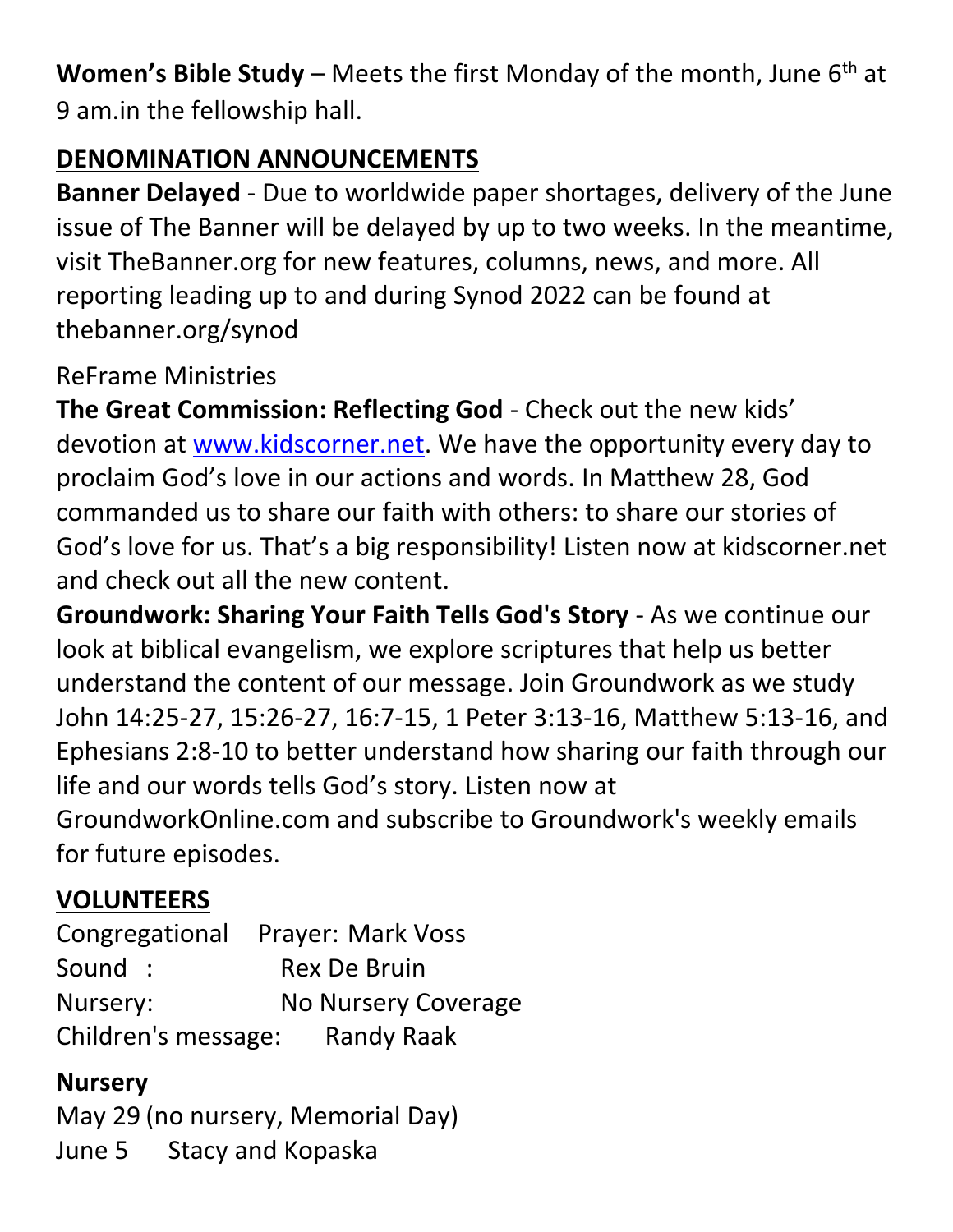**Women's Bible Study** – Meets the first Monday of the month, June 6th at 9 am.in the fellowship hall.

## DENOMINATION ANNOUNCEMENTS

**Banner Delayed** - Due to worldwide paper shortages, delivery of the June issue of The Banner will be delayed by up to two weeks. In the meantime, visit TheBanner.org for new features, columns, news, and more. All reporting leading up to and during Synod 2022 can be found at thebanner.org/synod

ReFrame Ministries

**The Great Commission: Reflecting God** - Check out the new kids' devotion at www.kidscorner.net. We have the opportunity every day to proclaim God's love in our actions and words. In Matthew 28, God commanded us to share our faith with others: to share our stories of God's love for us. That's a big responsibility! Listen now at kidscorner.net and check out all the new content.

**Groundwork: Sharing Your Faith Tells God's Story** - As we continue our look at biblical evangelism, we explore scriptures that help us better understand the content of our message. Join Groundwork as we study John 14:25-27, 15:26-27, 16:7-15, 1 Peter 3:13-16, Matthew 5:13-16, and Ephesians 2:8-10 to better understand how sharing our faith through our life and our words tells God's story. Listen now at GroundworkOnline.com and subscribe to Groundwork's weekly emails for future episodes.

## VOLUNTEERS

Congregational Prayer: Mark Voss
Sound : Rex De Bruin
Nursery: No Nursery Coverage
Children's message: Randy Raak

**Nursery**

May 29 (no nursery, Memorial Day)
June 5 Stacy and Kopaska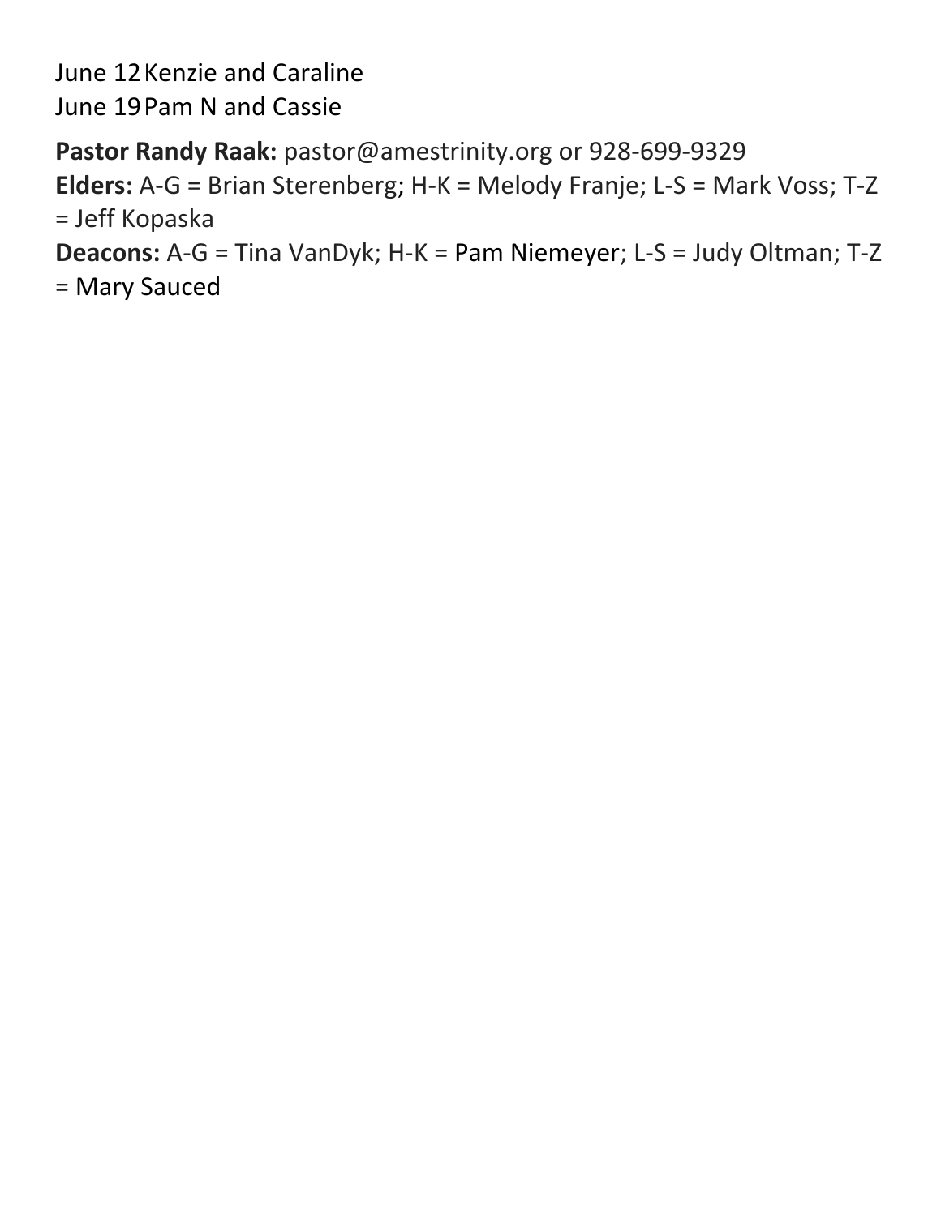June 12 Kenzie and Caraline
June 19 Pam N and Cassie

**Pastor Randy Raak:** pastor@amestrinity.org or 928-699-9329
**Elders:** A-G = Brian Sterenberg; H-K = Melody Franje; L-S = Mark Voss; T-Z = Jeff Kopaska
**Deacons:** A-G = Tina VanDyk; H-K = Pam Niemeyer; L-S = Judy Oltman; T-Z = Mary Sauced